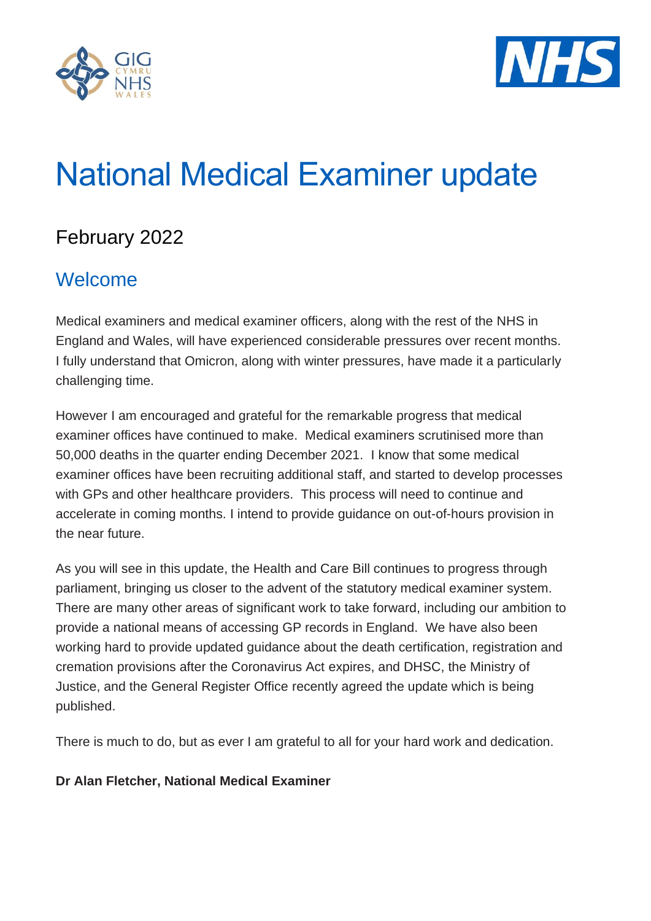# National Medical Examiner update

## February 2022

### Welcome

Medical examiners and medical examiner officers, along with the rest of the NHS in England and Wales, will have experienced considerable pressures over recent months. I fully understand that Omicron, along with winter pressures, have made it a particularly challenging time.

However I am encouraged and grateful for the remarkable progress that medical examiner offices have continued to make. Medical examiners scrutinised more than 50,000 deaths in the quarter ending December 2021. I know that some medical examiner offices have been recruiting additional staff, and started to develop processes with GPs and other healthcare providers. This process will need to continue and accelerate in coming months. I intend to provide guidance on out-of-hours provision in the near future.

As you will see in this update, the Health and Care Bill continues to progress through parliament, bringing us closer to the advent of the statutory medical examiner system. There are many other areas of significant work to take forward, including our ambition to provide a national means of accessing GP records in England. We have also been working hard to provide updated guidance about the death certification, registration and cremation provisions after the Coronavirus Act expires, and DHSC, the Ministry of Justice, and the General Register Office recently agreed the update which is being published.

There is much to do, but as ever I am grateful to all for your hard work and dedication.

**Dr Alan Fletcher, National Medical Examiner**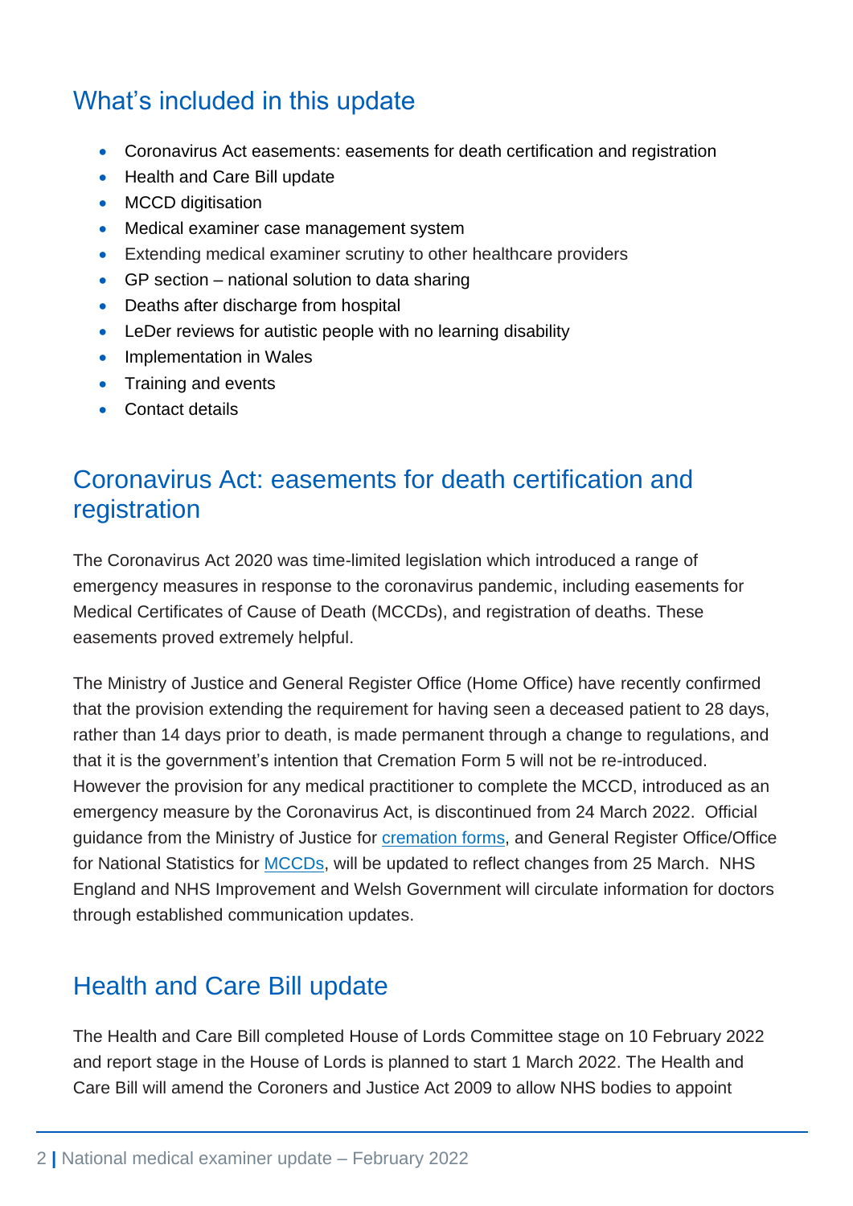## What's included in this update

- Coronavirus Act easements: easements for death certification and registration
- Health and Care Bill update
- MCCD digitisation
- Medical examiner case management system
- Extending medical examiner scrutiny to other healthcare providers
- GP section – national solution to data sharing
- Deaths after discharge from hospital
- LeDer reviews for autistic people with no learning disability
- Implementation in Wales
- Training and events
- Contact details

## Coronavirus Act: easements for death certification and registration

The Coronavirus Act 2020 was time-limited legislation which introduced a range of emergency measures in response to the coronavirus pandemic, including easements for Medical Certificates of Cause of Death (MCCDs), and registration of deaths. These easements proved extremely helpful.

The Ministry of Justice and General Register Office (Home Office) have recently confirmed that the provision extending the requirement for having seen a deceased patient to 28 days, rather than 14 days prior to death, is made permanent through a change to regulations, and that it is the government's intention that Cremation Form 5 will not be re-introduced. However the provision for any medical practitioner to complete the MCCD, introduced as an emergency measure by the Coronavirus Act, is discontinued from 24 March 2022. Official guidance from the Ministry of Justice for cremation forms, and General Register Office/Office for National Statistics for MCCDs, will be updated to reflect changes from 25 March. NHS England and NHS Improvement and Welsh Government will circulate information for doctors through established communication updates.

## Health and Care Bill update

The Health and Care Bill completed House of Lords Committee stage on 10 February 2022 and report stage in the House of Lords is planned to start 1 March 2022. The Health and Care Bill will amend the Coroners and Justice Act 2009 to allow NHS bodies to appoint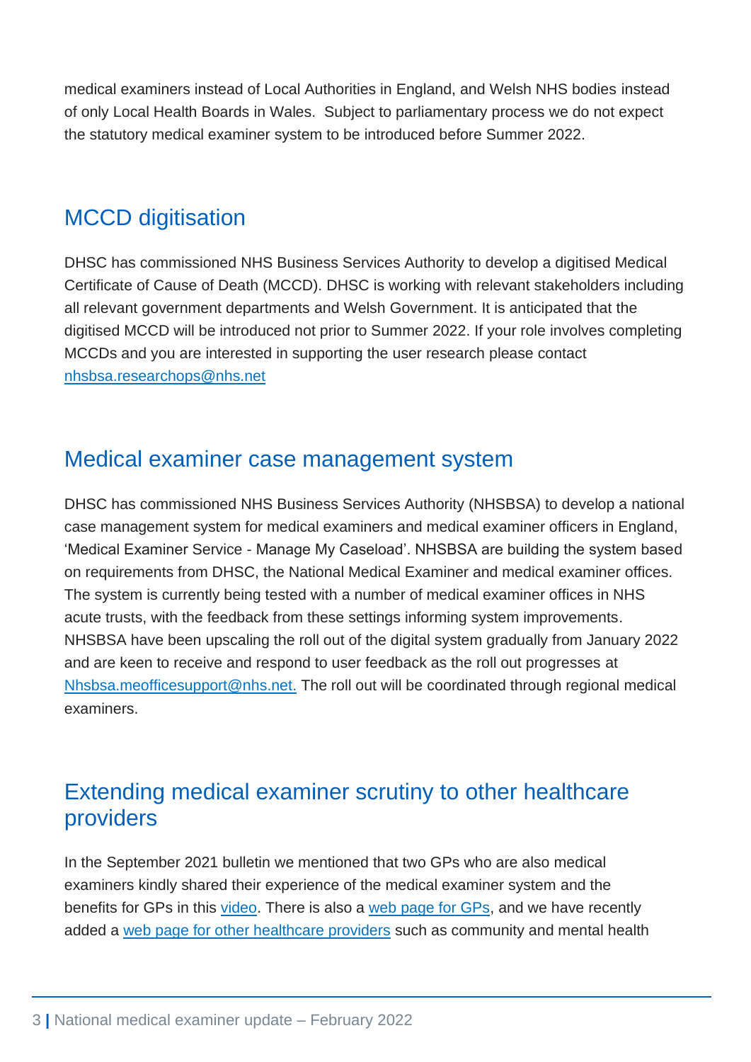medical examiners instead of Local Authorities in England, and Welsh NHS bodies instead of only Local Health Boards in Wales. Subject to parliamentary process we do not expect the statutory medical examiner system to be introduced before Summer 2022.

## MCCD digitisation

DHSC has commissioned NHS Business Services Authority to develop a digitised Medical Certificate of Cause of Death (MCCD). DHSC is working with relevant stakeholders including all relevant government departments and Welsh Government. It is anticipated that the digitised MCCD will be introduced not prior to Summer 2022. If your role involves completing MCCDs and you are interested in supporting the user research please contact [nhsbsa.researchops@nhs.net](mailto:nhsbsa.researchops@nhs.net)

## Medical examiner case management system

DHSC has commissioned NHS Business Services Authority (NHSBSA) to develop a national case management system for medical examiners and medical examiner officers in England, 'Medical Examiner Service - Manage My Caseload'. NHSBSA are building the system based on requirements from DHSC, the National Medical Examiner and medical examiner offices. The system is currently being tested with a number of medical examiner offices in NHS acute trusts, with the feedback from these settings informing system improvements. NHSBSA have been upscaling the roll out of the digital system gradually from January 2022 and are keen to receive and respond to user feedback as the roll out progresses at [Nhsbsa.meofficesupport@nhs.net.](mailto:Nhsbsa.meofficesupport@nhs.net) The roll out will be coordinated through regional medical examiners.

## Extending medical examiner scrutiny to other healthcare providers

In the September 2021 bulletin we mentioned that two GPs who are also medical examiners kindly shared their experience of the medical examiner system and the benefits for GPs in this video. There is also a web page for GPs, and we have recently added a web page for other healthcare providers such as community and mental health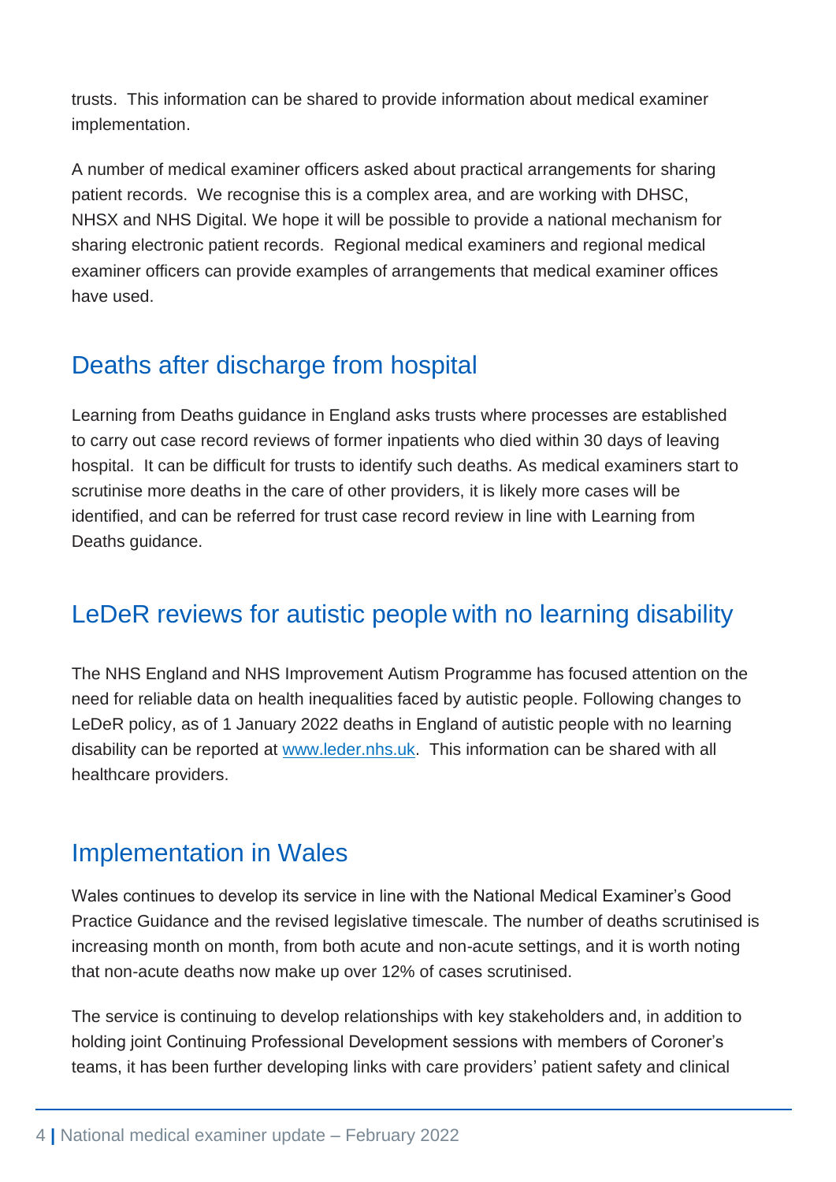trusts. This information can be shared to provide information about medical examiner implementation.

A number of medical examiner officers asked about practical arrangements for sharing patient records. We recognise this is a complex area, and are working with DHSC, NHSX and NHS Digital. We hope it will be possible to provide a national mechanism for sharing electronic patient records. Regional medical examiners and regional medical examiner officers can provide examples of arrangements that medical examiner offices have used.

## Deaths after discharge from hospital

Learning from Deaths guidance in England asks trusts where processes are established to carry out case record reviews of former inpatients who died within 30 days of leaving hospital. It can be difficult for trusts to identify such deaths. As medical examiners start to scrutinise more deaths in the care of other providers, it is likely more cases will be identified, and can be referred for trust case record review in line with Learning from Deaths guidance.

## LeDeR reviews for autistic people with no learning disability

The NHS England and NHS Improvement Autism Programme has focused attention on the need for reliable data on health inequalities faced by autistic people. Following changes to LeDeR policy, as of 1 January 2022 deaths in England of autistic people with no learning disability can be reported at [www.leder.nhs.uk](http://www.leder.nhs.uk). This information can be shared with all healthcare providers.

## Implementation in Wales

Wales continues to develop its service in line with the National Medical Examiner's Good Practice Guidance and the revised legislative timescale. The number of deaths scrutinised is increasing month on month, from both acute and non-acute settings, and it is worth noting that non-acute deaths now make up over 12% of cases scrutinised.

The service is continuing to develop relationships with key stakeholders and, in addition to holding joint Continuing Professional Development sessions with members of Coroner's teams, it has been further developing links with care providers' patient safety and clinical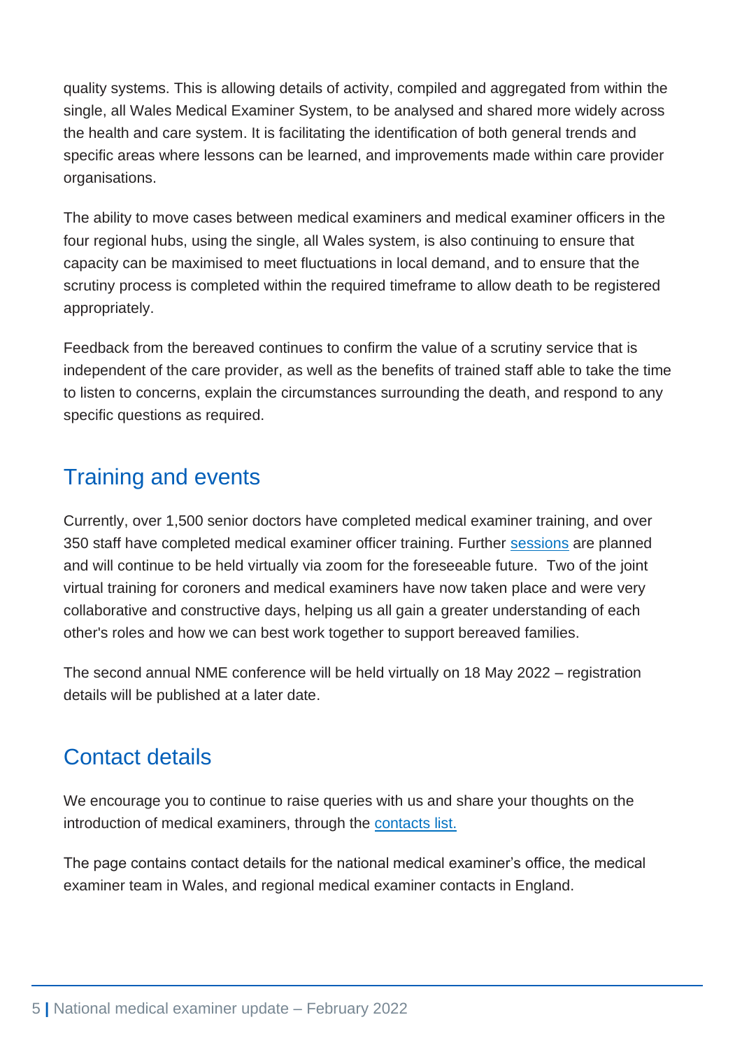quality systems. This is allowing details of activity, compiled and aggregated from within the single, all Wales Medical Examiner System, to be analysed and shared more widely across the health and care system. It is facilitating the identification of both general trends and specific areas where lessons can be learned, and improvements made within care provider organisations.

The ability to move cases between medical examiners and medical examiner officers in the four regional hubs, using the single, all Wales system, is also continuing to ensure that capacity can be maximised to meet fluctuations in local demand, and to ensure that the scrutiny process is completed within the required timeframe to allow death to be registered appropriately.

Feedback from the bereaved continues to confirm the value of a scrutiny service that is independent of the care provider, as well as the benefits of trained staff able to take the time to listen to concerns, explain the circumstances surrounding the death, and respond to any specific questions as required.

## Training and events

Currently, over 1,500 senior doctors have completed medical examiner training, and over 350 staff have completed medical examiner officer training. Further sessions are planned and will continue to be held virtually via zoom for the foreseeable future. Two of the joint virtual training for coroners and medical examiners have now taken place and were very collaborative and constructive days, helping us all gain a greater understanding of each other's roles and how we can best work together to support bereaved families.

The second annual NME conference will be held virtually on 18 May 2022 – registration details will be published at a later date.

## Contact details

We encourage you to continue to raise queries with us and share your thoughts on the introduction of medical examiners, through the contacts list.

The page contains contact details for the national medical examiner's office, the medical examiner team in Wales, and regional medical examiner contacts in England.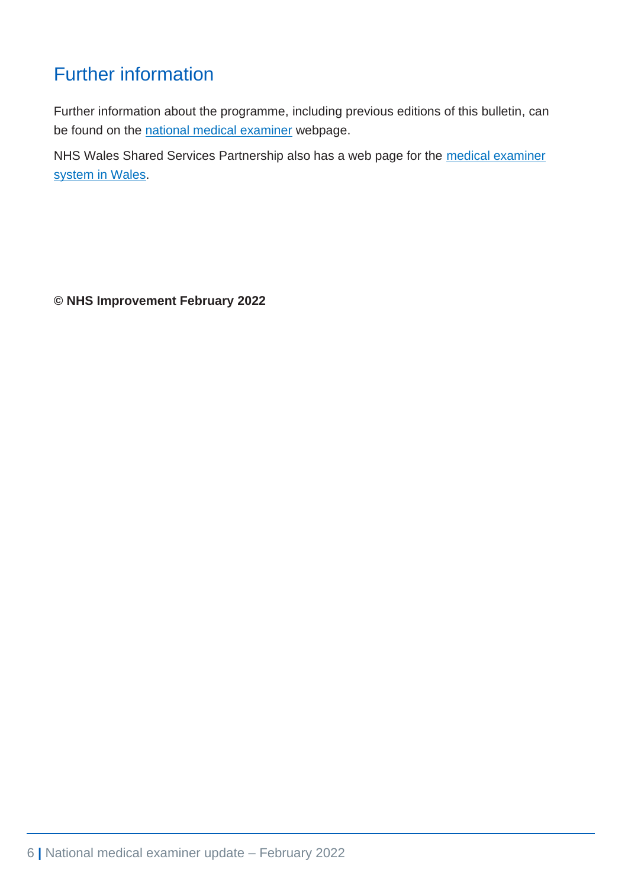## Further information

Further information about the programme, including previous editions of this bulletin, can be found on the national medical examiner webpage.

NHS Wales Shared Services Partnership also has a web page for the medical examiner system in Wales.

**© NHS Improvement February 2022**